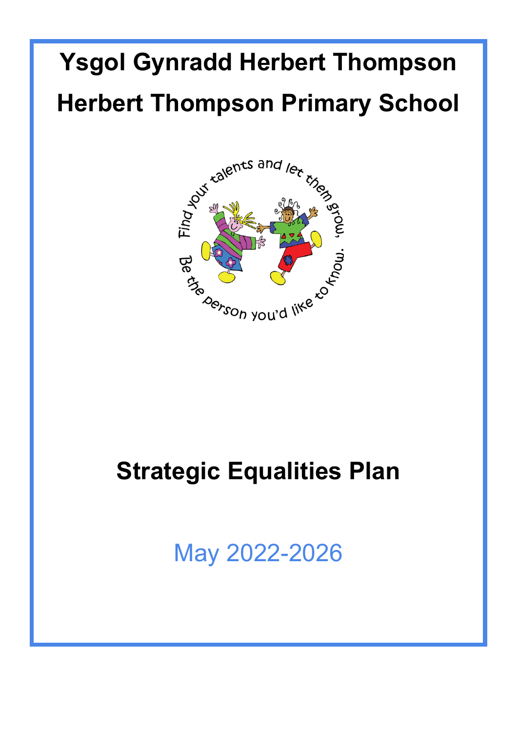# Ysgol Gynradd Herbert Thompson

# Herbert Thompson Primary School

Find your talents and let them grow,
Be the person you'd like to know.

## Strategic Equalities Plan

May 2022-2026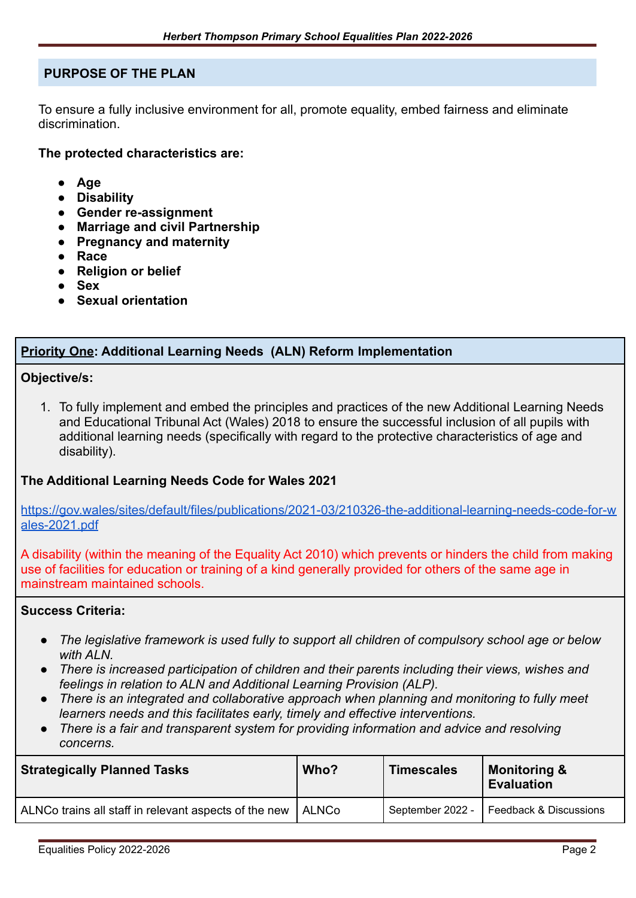## PURPOSE OF THE PLAN

To ensure a fully inclusive environment for all, promote equality, embed fairness and eliminate discrimination.

**The protected characteristics are:**

- **Age**
- **Disability**
- **Gender re-assignment**
- **Marriage and civil Partnership**
- **Pregnancy and maternity**
- **Race**
- **Religion or belief**
- **Sex**
- **Sexual orientation**

### <u>Priority One</u>: Additional Learning Needs (ALN) Reform Implementation

**Objective/s:**

1. To fully implement and embed the principles and practices of the new Additional Learning Needs and Educational Tribunal Act (Wales) 2018 to ensure the successful inclusion of all pupils with additional learning needs (specifically with regard to the protective characteristics of age and disability).

**The Additional Learning Needs Code for Wales 2021**

https://gov.wales/sites/default/files/publications/2021-03/210326-the-additional-learning-needs-code-for-wales-2021.pdf

A disability (within the meaning of the Equality Act 2010) which prevents or hinders the child from making use of facilities for education or training of a kind generally provided for others of the same age in mainstream maintained schools.

**Success Criteria:**

- *The legislative framework is used fully to support all children of compulsory school age or below with ALN.*
- *There is increased participation of children and their parents including their views, wishes and feelings in relation to ALN and Additional Learning Provision (ALP).*
- *There is an integrated and collaborative approach when planning and monitoring to fully meet learners needs and this facilitates early, timely and effective interventions.*
- *There is a fair and transparent system for providing information and advice and resolving concerns.*

| Strategically Planned Tasks | Who? | Timescales | Monitoring & Evaluation |
| --- | --- | --- | --- |
| ALNCo trains all staff in relevant aspects of the new | ALNCo | September 2022 - | Feedback & Discussions |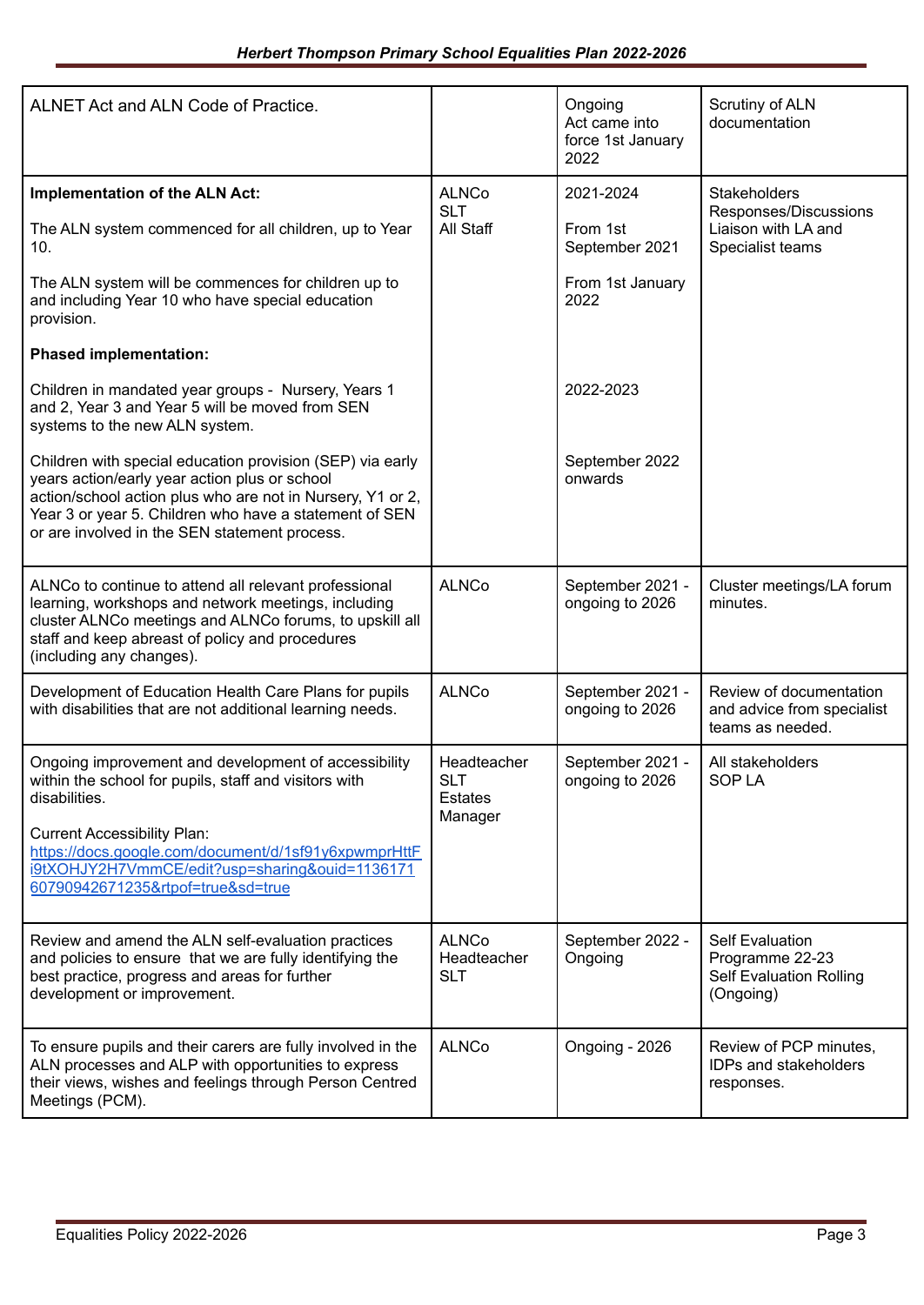| | | | |
|---|---|---|---|
| ALNET Act and ALN Code of Practice. | | Ongoing<br>Act came into force 1st January 2022 | Scrutiny of ALN documentation |
| **Implementation of the ALN Act:**<br><br>The ALN system commenced for all children, up to Year 10.<br><br>The ALN system will be commences for children up to and including Year 10 who have special education provision.<br><br>**Phased implementation:**<br><br>Children in mandated year groups - Nursery, Years 1 and 2, Year 3 and Year 5 will be moved from SEN systems to the new ALN system.<br><br>Children with special education provision (SEP) via early years action/early year action plus or school action/school action plus who are not in Nursery, Y1 or 2, Year 3 or year 5. Children who have a statement of SEN or are involved in the SEN statement process. | ALNCo<br>SLT<br>All Staff | 2021-2024<br><br>From 1st September 2021<br><br>From 1st January 2022<br><br>2022-2023<br><br>September 2022 onwards | Stakeholders Responses/Discussions<br>Liaison with LA and Specialist teams |
| ALNCo to continue to attend all relevant professional learning, workshops and network meetings, including cluster ALNCo meetings and ALNCo forums, to upskill all staff and keep abreast of policy and procedures (including any changes). | ALNCo | September 2021 - ongoing to 2026 | Cluster meetings/LA forum minutes. |
| Development of Education Health Care Plans for pupils with disabilities that are not additional learning needs. | ALNCo | September 2021 - ongoing to 2026 | Review of documentation and advice from specialist teams as needed. |
| Ongoing improvement and development of accessibility within the school for pupils, staff and visitors with disabilities.<br><br>Current Accessibility Plan:<br>https://docs.google.com/document/d/1sf91y6xpwmprHttFi9tXOHJY2H7VmmCE/edit?usp=sharing&ouid=113617160790942671235&rtpof=true&sd=true | Headteacher<br>SLT<br>Estates Manager | September 2021 - ongoing to 2026 | All stakeholders<br>SOP LA |
| Review and amend the ALN self-evaluation practices and policies to ensure that we are fully identifying the best practice, progress and areas for further development or improvement. | ALNCo<br>Headteacher<br>SLT | September 2022 - Ongoing | Self Evaluation Programme 22-23<br>Self Evaluation Rolling (Ongoing) |
| To ensure pupils and their carers are fully involved in the ALN processes and ALP with opportunities to express their views, wishes and feelings through Person Centred Meetings (PCM). | ALNCo | Ongoing - 2026 | Review of PCP minutes, IDPs and stakeholders responses. |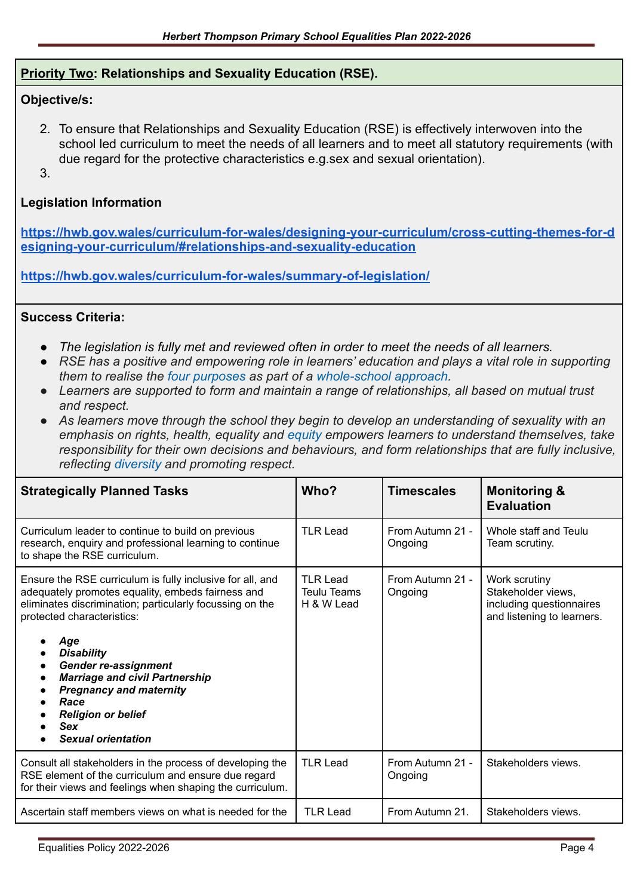**Priority Two: Relationships and Sexuality Education (RSE).**

**Objective/s:**

2. To ensure that Relationships and Sexuality Education (RSE) is effectively interwoven into the school led curriculum to meet the needs of all learners and to meet all statutory requirements (with due regard for the protective characteristics e.g.sex and sexual orientation).
3.

**Legislation Information**

**https://hwb.gov.wales/curriculum-for-wales/designing-your-curriculum/cross-cutting-themes-for-designing-your-curriculum/#relationships-and-sexuality-education**

**https://hwb.gov.wales/curriculum-for-wales/summary-of-legislation/**

**Success Criteria:**

- *The legislation is fully met and reviewed often in order to meet the needs of all learners.*
- *RSE has a positive and empowering role in learners' education and plays a vital role in supporting them to realise the four purposes as part of a whole-school approach.*
- *Learners are supported to form and maintain a range of relationships, all based on mutual trust and respect.*
- *As learners move through the school they begin to develop an understanding of sexuality with an emphasis on rights, health, equality and equity empowers learners to understand themselves, take responsibility for their own decisions and behaviours, and form relationships that are fully inclusive, reflecting diversity and promoting respect.*

| Strategically Planned Tasks | Who? | Timescales | Monitoring & Evaluation |
|---|---|---|---|
| Curriculum leader to continue to build on previous research, enquiry and professional learning to continue to shape the RSE curriculum. | TLR Lead | From Autumn 21 - Ongoing | Whole staff and Teulu Team scrutiny. |
| Ensure the RSE curriculum is fully inclusive for all, and adequately promotes equality, embeds fairness and eliminates discrimination; particularly focussing on the protected characteristics:<br><br>- ***Age***<br>- ***Disability***<br>- ***Gender re-assignment***<br>- ***Marriage and civil Partnership***<br>- ***Pregnancy and maternity***<br>- ***Race***<br>- ***Religion or belief***<br>- ***Sex***<br>- ***Sexual orientation*** | TLR Lead<br>Teulu Teams<br>H & W Lead | From Autumn 21 - Ongoing | Work scrutiny<br>Stakeholder views, including questionnaires and listening to learners. |
| Consult all stakeholders in the process of developing the RSE element of the curriculum and ensure due regard for their views and feelings when shaping the curriculum. | TLR Lead | From Autumn 21 - Ongoing | Stakeholders views. |
| Ascertain staff members views on what is needed for the | TLR Lead | From Autumn 21. | Stakeholders views. |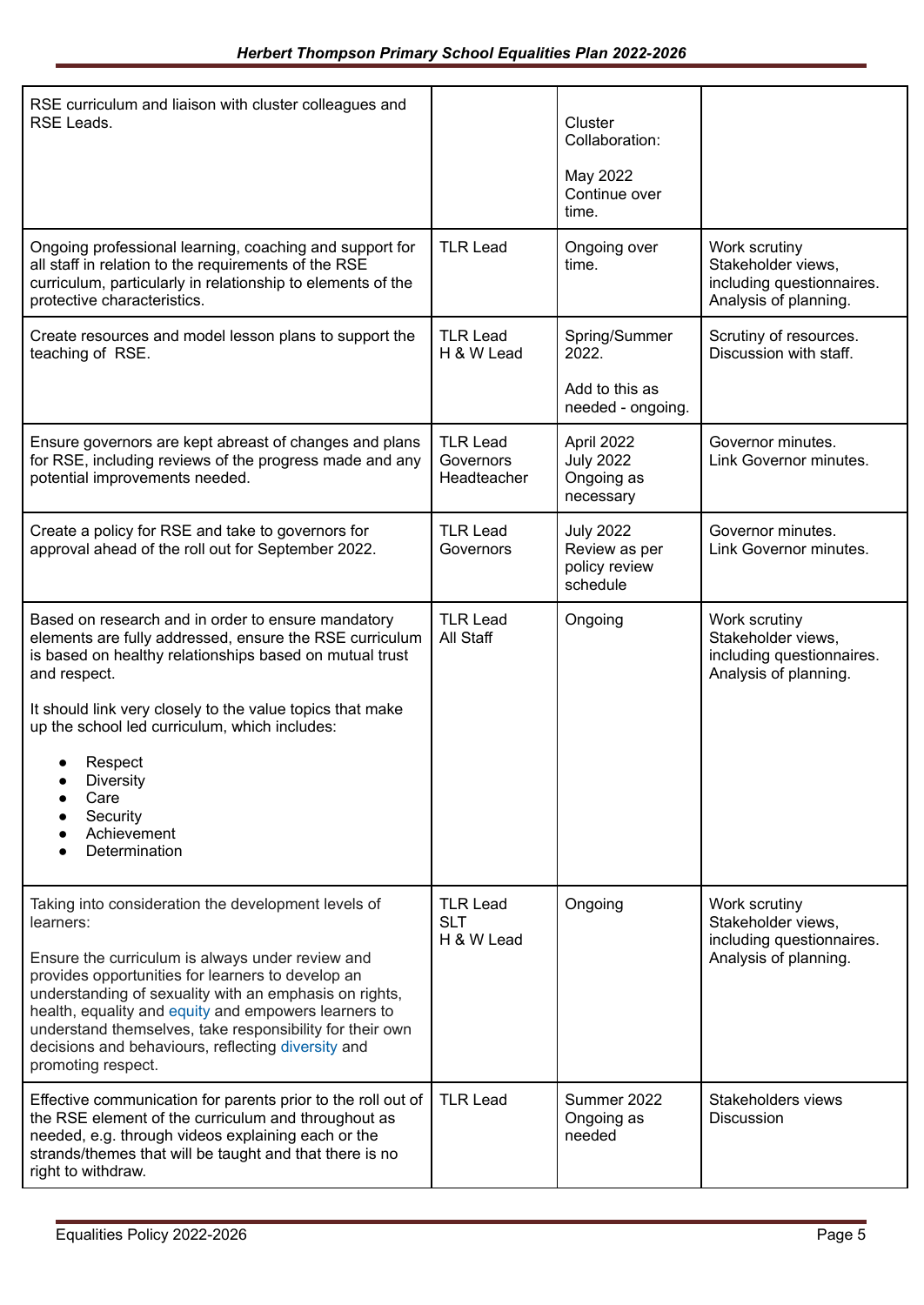| | | | |
|---|---|---|---|
| RSE curriculum and liaison with cluster colleagues and RSE Leads. | | Cluster Collaboration:<br><br>May 2022 Continue over time. | |
| Ongoing professional learning, coaching and support for all staff in relation to the requirements of the RSE curriculum, particularly in relationship to elements of the protective characteristics. | TLR Lead | Ongoing over time. | Work scrutiny<br>Stakeholder views, including questionnaires.<br>Analysis of planning. |
| Create resources and model lesson plans to support the teaching of RSE. | TLR Lead<br>H & W Lead | Spring/Summer 2022.<br><br>Add to this as needed - ongoing. | Scrutiny of resources.<br>Discussion with staff. |
| Ensure governors are kept abreast of changes and plans for RSE, including reviews of the progress made and any potential improvements needed. | TLR Lead<br>Governors<br>Headteacher | April 2022<br>July 2022<br>Ongoing as necessary | Governor minutes.<br>Link Governor minutes. |
| Create a policy for RSE and take to governors for approval ahead of the roll out for September 2022. | TLR Lead<br>Governors | July 2022<br>Review as per policy review schedule | Governor minutes.<br>Link Governor minutes. |
| Based on research and in order to ensure mandatory elements are fully addressed, ensure the RSE curriculum is based on healthy relationships based on mutual trust and respect.<br><br>It should link very closely to the value topics that make up the school led curriculum, which includes:<br><br>• Respect<br>• Diversity<br>• Care<br>• Security<br>• Achievement<br>• Determination | TLR Lead<br>All Staff | Ongoing | Work scrutiny<br>Stakeholder views, including questionnaires.<br>Analysis of planning. |
| Taking into consideration the development levels of learners:<br><br>Ensure the curriculum is always under review and provides opportunities for learners to develop an understanding of sexuality with an emphasis on rights, health, equality and equity and empowers learners to understand themselves, take responsibility for their own decisions and behaviours, reflecting diversity and promoting respect. | TLR Lead<br>SLT<br>H & W Lead | Ongoing | Work scrutiny<br>Stakeholder views, including questionnaires.<br>Analysis of planning. |
| Effective communication for parents prior to the roll out of the RSE element of the curriculum and throughout as needed, e.g. through videos explaining each or the strands/themes that will be taught and that there is no right to withdraw. | TLR Lead | Summer 2022<br>Ongoing as needed | Stakeholders views<br>Discussion |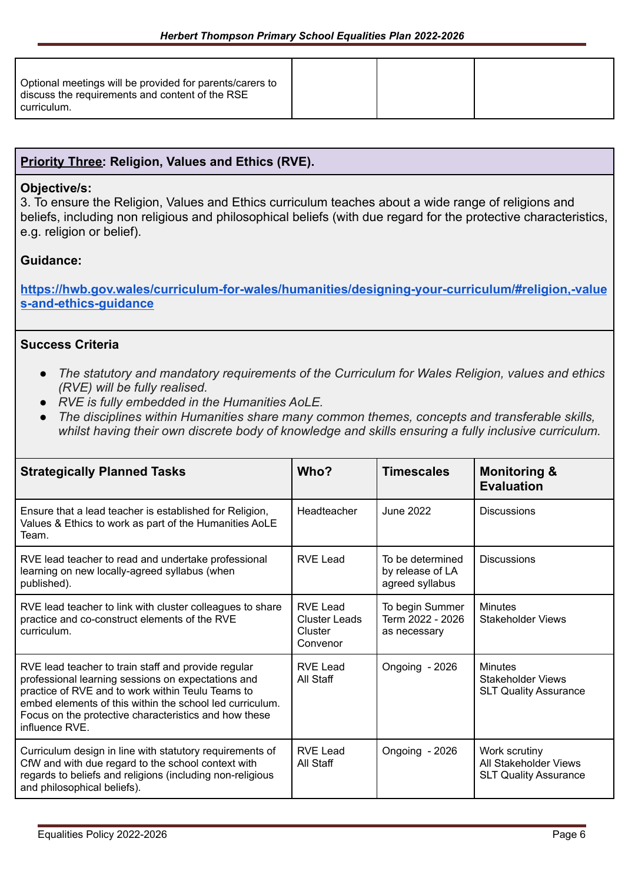| | | | |
|---|---|---|---|
| Optional meetings will be provided for parents/carers to discuss the requirements and content of the RSE curriculum. | | | |

**Priority Three: Religion, Values and Ethics (RVE).**

**Objective/s:**
3. To ensure the Religion, Values and Ethics curriculum teaches about a wide range of religions and beliefs, including non religious and philosophical beliefs (with due regard for the protective characteristics, e.g. religion or belief).

**Guidance:**

**https://hwb.gov.wales/curriculum-for-wales/humanities/designing-your-curriculum/#religion,-values-and-ethics-guidance**

**Success Criteria**

- *The statutory and mandatory requirements of the Curriculum for Wales Religion, values and ethics (RVE) will be fully realised.*
- *RVE is fully embedded in the Humanities AoLE.*
- *The disciplines within Humanities share many common themes, concepts and transferable skills, whilst having their own discrete body of knowledge and skills ensuring a fully inclusive curriculum.*

| Strategically Planned Tasks | Who? | Timescales | Monitoring & Evaluation |
|---|---|---|---|
| Ensure that a lead teacher is established for Religion, Values & Ethics to work as part of the Humanities AoLE Team. | Headteacher | June 2022 | Discussions |
| RVE lead teacher to read and undertake professional learning on new locally-agreed syllabus (when published). | RVE Lead | To be determined by release of LA agreed syllabus | Discussions |
| RVE lead teacher to link with cluster colleagues to share practice and co-construct elements of the RVE curriculum. | RVE Lead<br>Cluster Leads<br>Cluster Convenor | To begin Summer Term 2022 - 2026 as necessary | Minutes<br>Stakeholder Views |
| RVE lead teacher to train staff and provide regular professional learning sessions on expectations and practice of RVE and to work within Teulu Teams to embed elements of this within the school led curriculum. Focus on the protective characteristics and how these influence RVE. | RVE Lead<br>All Staff | Ongoing - 2026 | Minutes<br>Stakeholder Views<br>SLT Quality Assurance |
| Curriculum design in line with statutory requirements of CfW and with due regard to the school context with regards to beliefs and religions (including non-religious and philosophical beliefs). | RVE Lead<br>All Staff | Ongoing - 2026 | Work scrutiny<br>All Stakeholder Views<br>SLT Quality Assurance |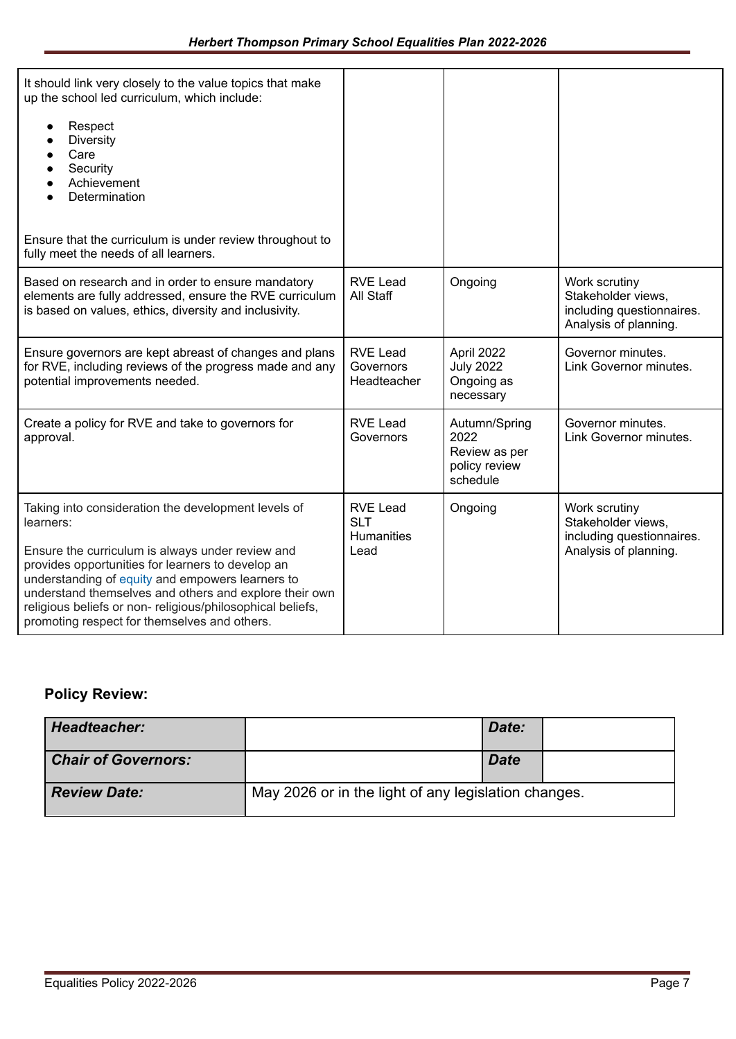| | | | |
|---|---|---|---|
| It should link very closely to the value topics that make up the school led curriculum, which include:<br><br>- Respect<br>- Diversity<br>- Care<br>- Security<br>- Achievement<br>- Determination<br><br>Ensure that the curriculum is under review throughout to fully meet the needs of all learners. | | | |
| Based on research and in order to ensure mandatory elements are fully addressed, ensure the RVE curriculum is based on values, ethics, diversity and inclusivity. | RVE Lead<br>All Staff | Ongoing | Work scrutiny<br>Stakeholder views, including questionnaires.<br>Analysis of planning. |
| Ensure governors are kept abreast of changes and plans for RVE, including reviews of the progress made and any potential improvements needed. | RVE Lead<br>Governors<br>Headteacher | April 2022<br>July 2022<br>Ongoing as necessary | Governor minutes.<br>Link Governor minutes. |
| Create a policy for RVE and take to governors for approval. | RVE Lead<br>Governors | Autumn/Spring 2022<br>Review as per policy review schedule | Governor minutes.<br>Link Governor minutes. |
| Taking into consideration the development levels of learners:<br><br>Ensure the curriculum is always under review and provides opportunities for learners to develop an understanding of equity and empowers learners to understand themselves and others and explore their own religious beliefs or non- religious/philosophical beliefs, promoting respect for themselves and others. | RVE Lead<br>SLT<br>Humanities Lead | Ongoing | Work scrutiny<br>Stakeholder views, including questionnaires.<br>Analysis of planning. |

## Policy Review:

| | | | |
|---|---|---|---|
| ***Headteacher:*** | | ***Date:*** | |
| ***Chair of Governors:*** | | ***Date*** | |
| ***Review Date:*** | May 2026 or in the light of any legislation changes. | | |